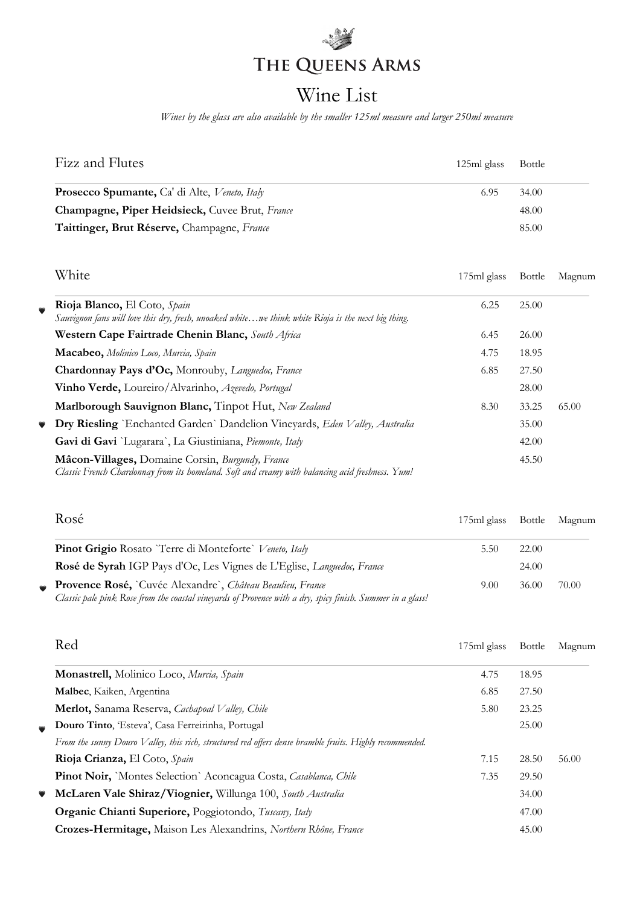# The Queens Arms

## Wine List

*Wines by the glass are also available by the smaller 125ml measure and larger 250ml measure*

### Fizz and Flutes

| | 125ml glass | Bottle |
|---|---|---|
| **Prosecco Spumante,** Ca' di Alte, *Veneto, Italy* | 6.95 | 34.00 |
| **Champagne, Piper Heidsieck,** Cuvee Brut, *France* | | 48.00 |
| **Taittinger, Brut Réserve,** Champagne, *France* | | 85.00 |

### White

| | 175ml glass | Bottle | Magnum |
|---|---|---|---|
| **Rioja Blanco,** El Coto, *Spain*<br>*Sauvignon fans will love this dry, fresh, unoaked white…we think white Rioja is the next big thing.* | 6.25 | 25.00 | |
| **Western Cape Fairtrade Chenin Blanc,** *South Africa* | 6.45 | 26.00 | |
| **Macabeo,** *Molinico Loco, Murcia, Spain* | 4.75 | 18.95 | |
| **Chardonnay Pays d'Oc,** Monrouby, *Languedoc, France* | 6.85 | 27.50 | |
| **Vinho Verde,** Loureiro/Alvarinho, *Azevedo, Portugal* | | 28.00 | |
| **Marlborough Sauvignon Blanc,** Tinpot Hut, *New Zealand* | 8.30 | 33.25 | 65.00 |
| **Dry Riesling** `Enchanted Garden` Dandelion Vineyards, *Eden Valley, Australia* | | 35.00 | |
| **Gavi di Gavi** `Lugarara`, La Giustiniana, *Piemonte, Italy* | | 42.00 | |
| **Mâcon-Villages,** Domaine Corsin, *Burgundy, France*<br>*Classic French Chardonnay from its homeland. Soft and creamy with balancing acid freshness. Yum!* | | 45.50 | |

### Rosé

| | 175ml glass | Bottle | Magnum |
|---|---|---|---|
| **Pinot Grigio** Rosato `Terre di Monteforte` *Veneto, Italy* | 5.50 | 22.00 | |
| **Rosé de Syrah** IGP Pays d'Oc, Les Vignes de L'Eglise, *Languedoc, France* | | 24.00 | |
| **Provence Rosé,** `Cuvée Alexandre`, *Château Beaulieu, France*<br>*Classic pale pink Rose from the coastal vineyards of Provence with a dry, spicy finish. Summer in a glass!* | 9.00 | 36.00 | 70.00 |

### Red

| | 175ml glass | Bottle | Magnum |
|---|---|---|---|
| **Monastrell,** Molinico Loco, *Murcia, Spain* | 4.75 | 18.95 | |
| **Malbec**, Kaiken, Argentina | 6.85 | 27.50 | |
| **Merlot,** Sanama Reserva, *Cachapoal Valley, Chile* | 5.80 | 23.25 | |
| **Douro Tinto**, 'Esteva', Casa Ferreirinha, Portugal<br>*From the sunny Douro Valley, this rich, structured red offers dense bramble fruits. Highly recommended.* | | 25.00 | |
| **Rioja Crianza,** El Coto, *Spain* | 7.15 | 28.50 | 56.00 |
| **Pinot Noir,** `Montes Selection` Aconcagua Costa, *Casablanca, Chile* | 7.35 | 29.50 | |
| **McLaren Vale Shiraz/Viognier,** Willunga 100, *South Australia* | | 34.00 | |
| **Organic Chianti Superiore,** Poggiotondo, *Tuscany, Italy* | | 47.00 | |
| **Crozes-Hermitage,** Maison Les Alexandrins, *Northern Rhône, France* | | 45.00 | |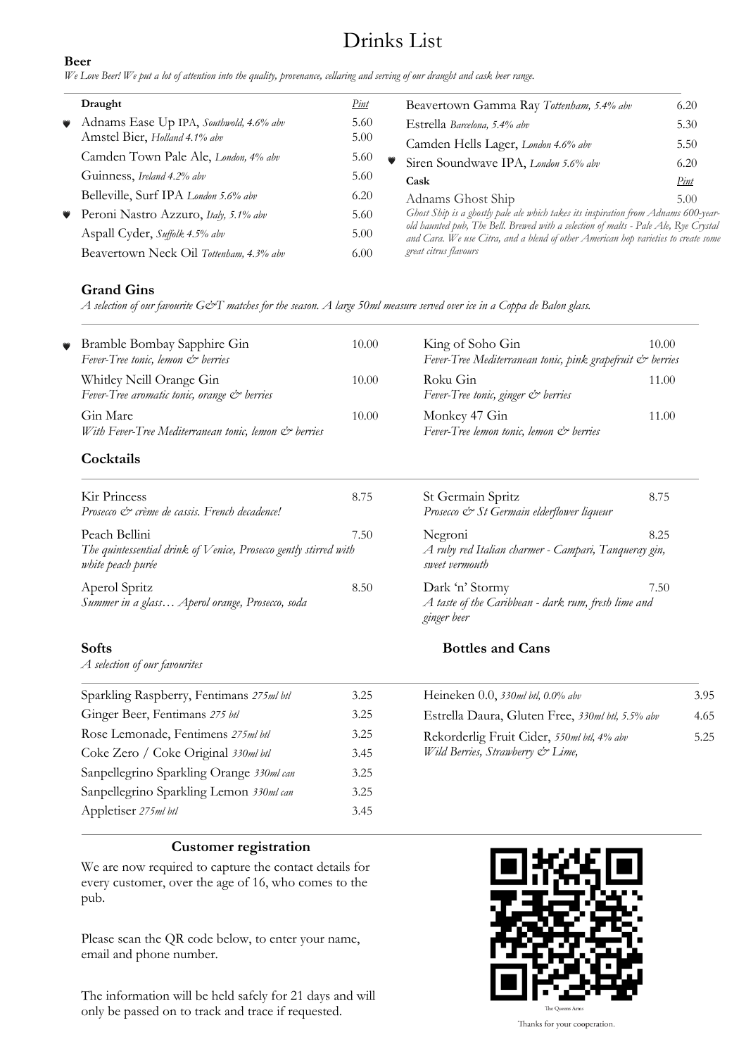# Drinks List

## Beer

*We Love Beer! We put a lot of attention into the quality, provenance, cellaring and serving of our draught and cask beer range.*

| Draught | Pint |
|---|---|
| ♥ Adnams Ease Up IPA, *Southwold, 4.6% abv* | 5.60 |
| Amstel Bier, *Holland 4.1% abv* | 5.00 |
| Camden Town Pale Ale, *London, 4% abv* | 5.60 |
| Guinness, *Ireland 4.2% abv* | 5.60 |
| Belleville, Surf IPA *London 5.6% abv* | 6.20 |
| ♥ Peroni Nastro Azzuro, *Italy, 5.1% abv* | 5.60 |
| Aspall Cyder, *Suffolk 4.5% abv* | 5.00 |
| Beavertown Neck Oil *Tottenham, 4.3% abv* | 6.00 |
| Beavertown Gamma Ray *Tottenham, 5.4% abv* | 6.20 |
| Estrella *Barcelona, 5.4% abv* | 5.30 |
| Camden Hells Lager, *London 4.6% abv* | 5.50 |
| ♥ Siren Soundwave IPA, *London 5.6% abv* | 6.20 |

| Cask | Pint |
|---|---|
| Adnams Ghost Ship | 5.00 |

*Ghost Ship is a ghostly pale ale which takes its inspiration from Adnams 600-year-old haunted pub, The Bell. Brewed with a selection of malts - Pale Ale, Rye Crystal and Cara. We use Citra, and a blend of other American hop varieties to create some great citrus flavours*

## Grand Gins

*A selection of our favourite G&T matches for the season. A large 50ml measure served over ice in a Coppa de Balon glass.*

| | |
|---|---|
| ♥ Bramble Bombay Sapphire Gin<br>*Fever-Tree tonic, lemon & berries* | 10.00 |
| Whitley Neill Orange Gin<br>*Fever-Tree aromatic tonic, orange & berries* | 10.00 |
| Gin Mare<br>*With Fever-Tree Mediterranean tonic, lemon & berries* | 10.00 |
| King of Soho Gin<br>*Fever-Tree Mediterranean tonic, pink grapefruit & berries* | 10.00 |
| Roku Gin<br>*Fever-Tree tonic, ginger & berries* | 11.00 |
| Monkey 47 Gin<br>*Fever-Tree lemon tonic, lemon & berries* | 11.00 |

## Cocktails

| | |
|---|---|
| Kir Princess<br>*Prosecco & crème de cassis. French decadence!* | 8.75 |
| Peach Bellini<br>*The quintessential drink of Venice, Prosecco gently stirred with white peach purée* | 7.50 |
| Aperol Spritz<br>*Summer in a glass… Aperol orange, Prosecco, soda* | 8.50 |
| St Germain Spritz<br>*Prosecco & St Germain elderflower liqueur* | 8.75 |
| Negroni<br>*A ruby red Italian charmer - Campari, Tanqueray gin, sweet vermouth* | 8.25 |
| Dark 'n' Stormy<br>*A taste of the Caribbean - dark rum, fresh lime and ginger beer* | 7.50 |

## Softs

*A selection of our favourites*

| | |
|---|---|
| Sparkling Raspberry, Fentimans *275ml btl* | 3.25 |
| Ginger Beer, Fentimans *275 btl* | 3.25 |
| Rose Lemonade, Fentimens *275ml btl* | 3.25 |
| Coke Zero / Coke Original *330ml btl* | 3.45 |
| Sanpellegrino Sparkling Orange *330ml can* | 3.25 |
| Sanpellegrino Sparkling Lemon *330ml can* | 3.25 |
| Appletiser *275ml btl* | 3.45 |

## Bottles and Cans

| | |
|---|---|
| Heineken 0.0, *330ml btl, 0.0% abv* | 3.95 |
| Estrella Daura, Gluten Free, *330ml btl, 5.5% abv* | 4.65 |
| Rekorderlig Fruit Cider, *550ml btl, 4% abv*<br>*Wild Berries, Strawberry & Lime,* | 5.25 |

## Customer registration

We are now required to capture the contact details for every customer, over the age of 16, who comes to the pub.

Please scan the QR code below, to enter your name, email and phone number.

The information will be held safely for 21 days and will only be passed on to track and trace if requested.

The Queens Arms

Thanks for your cooperation.